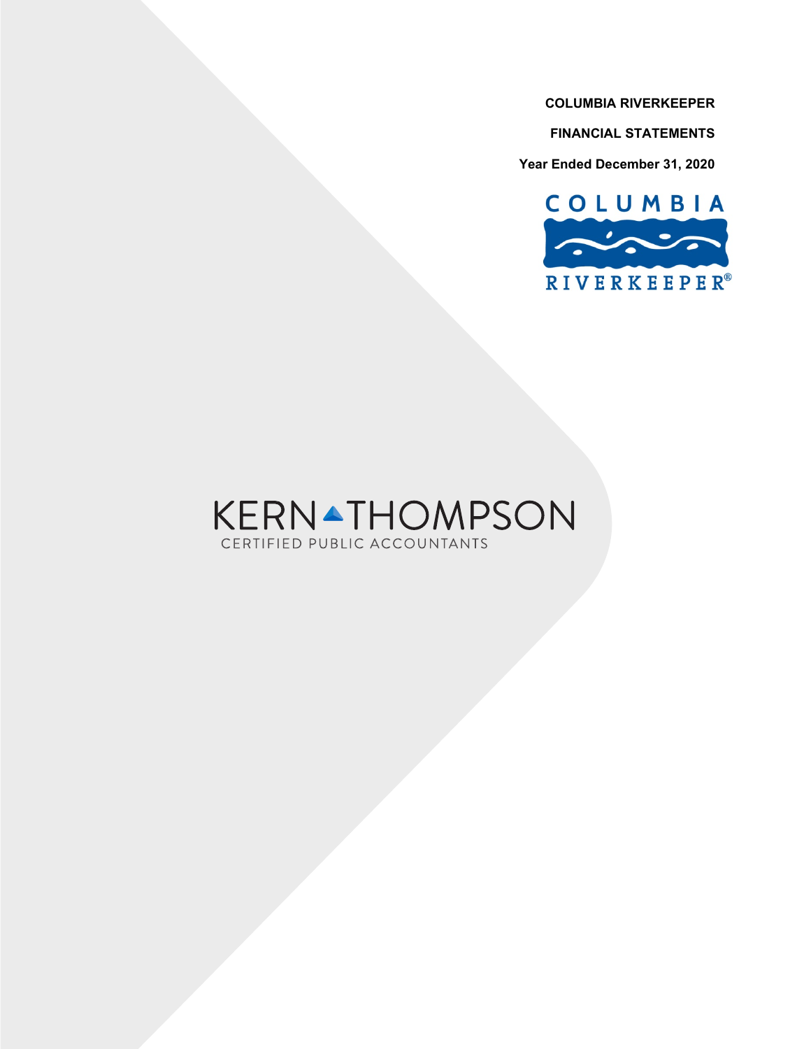**COLUMBIA RIVERKEEPER**

**FINANCIAL STATEMENTS**

**Year Ended December 31, 2020**

COLUMBIA RIVERKEEPER®

KERN THOMPSON
CERTIFIED PUBLIC ACCOUNTANTS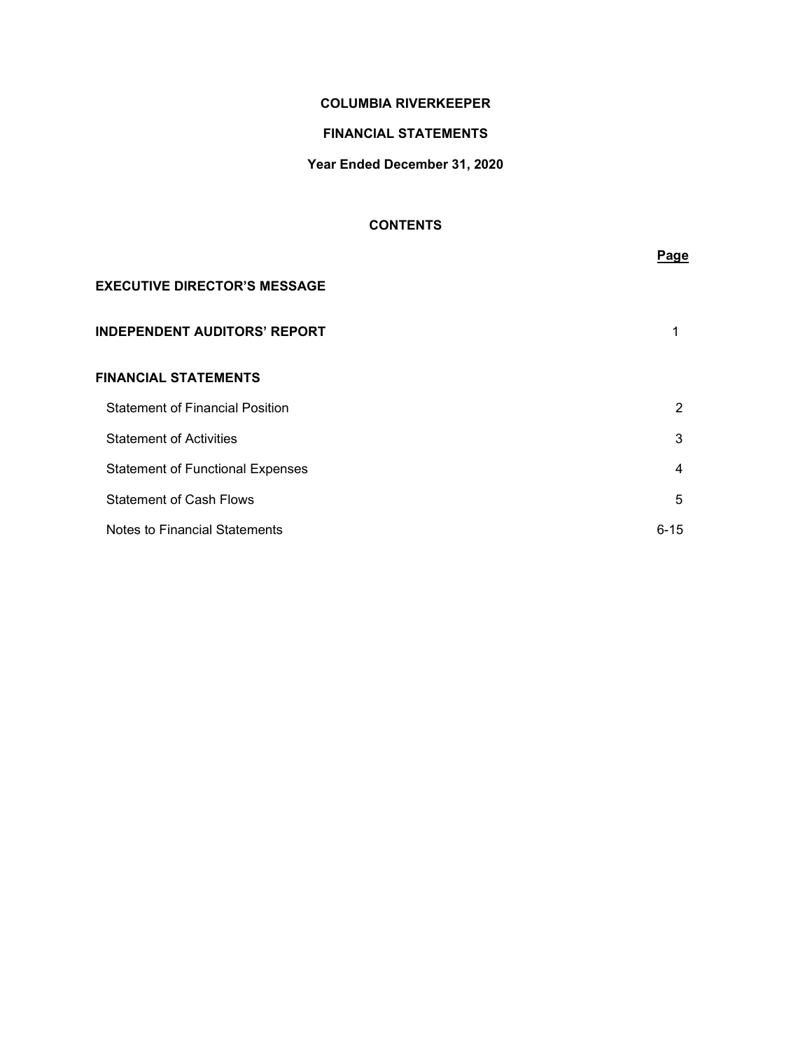# COLUMBIA RIVERKEEPER

## FINANCIAL STATEMENTS

### Year Ended December 31, 2020

#### CONTENTS

| | Page |
|---|---|
| **EXECUTIVE DIRECTOR'S MESSAGE** | |
| **INDEPENDENT AUDITORS' REPORT** | 1 |
| **FINANCIAL STATEMENTS** | |
| Statement of Financial Position | 2 |
| Statement of Activities | 3 |
| Statement of Functional Expenses | 4 |
| Statement of Cash Flows | 5 |
| Notes to Financial Statements | 6-15 |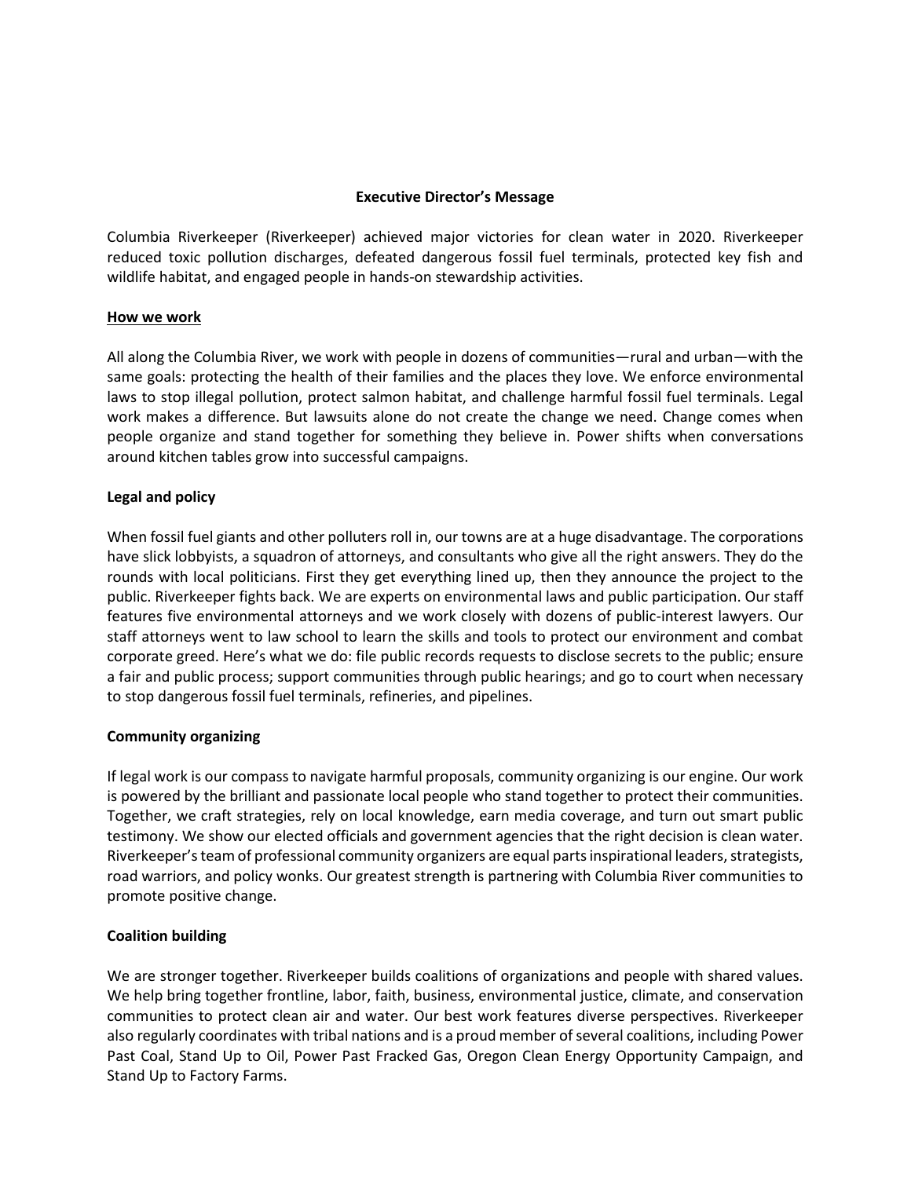## Executive Director's Message

Columbia Riverkeeper (Riverkeeper) achieved major victories for clean water in 2020. Riverkeeper reduced toxic pollution discharges, defeated dangerous fossil fuel terminals, protected key fish and wildlife habitat, and engaged people in hands-on stewardship activities.

### How we work

All along the Columbia River, we work with people in dozens of communities—rural and urban—with the same goals: protecting the health of their families and the places they love. We enforce environmental laws to stop illegal pollution, protect salmon habitat, and challenge harmful fossil fuel terminals. Legal work makes a difference. But lawsuits alone do not create the change we need. Change comes when people organize and stand together for something they believe in. Power shifts when conversations around kitchen tables grow into successful campaigns.

### Legal and policy

When fossil fuel giants and other polluters roll in, our towns are at a huge disadvantage. The corporations have slick lobbyists, a squadron of attorneys, and consultants who give all the right answers. They do the rounds with local politicians. First they get everything lined up, then they announce the project to the public. Riverkeeper fights back. We are experts on environmental laws and public participation. Our staff features five environmental attorneys and we work closely with dozens of public-interest lawyers. Our staff attorneys went to law school to learn the skills and tools to protect our environment and combat corporate greed. Here's what we do: file public records requests to disclose secrets to the public; ensure a fair and public process; support communities through public hearings; and go to court when necessary to stop dangerous fossil fuel terminals, refineries, and pipelines.

### Community organizing

If legal work is our compass to navigate harmful proposals, community organizing is our engine. Our work is powered by the brilliant and passionate local people who stand together to protect their communities. Together, we craft strategies, rely on local knowledge, earn media coverage, and turn out smart public testimony. We show our elected officials and government agencies that the right decision is clean water. Riverkeeper's team of professional community organizers are equal parts inspirational leaders, strategists, road warriors, and policy wonks. Our greatest strength is partnering with Columbia River communities to promote positive change.

### Coalition building

We are stronger together. Riverkeeper builds coalitions of organizations and people with shared values. We help bring together frontline, labor, faith, business, environmental justice, climate, and conservation communities to protect clean air and water. Our best work features diverse perspectives. Riverkeeper also regularly coordinates with tribal nations and is a proud member of several coalitions, including Power Past Coal, Stand Up to Oil, Power Past Fracked Gas, Oregon Clean Energy Opportunity Campaign, and Stand Up to Factory Farms.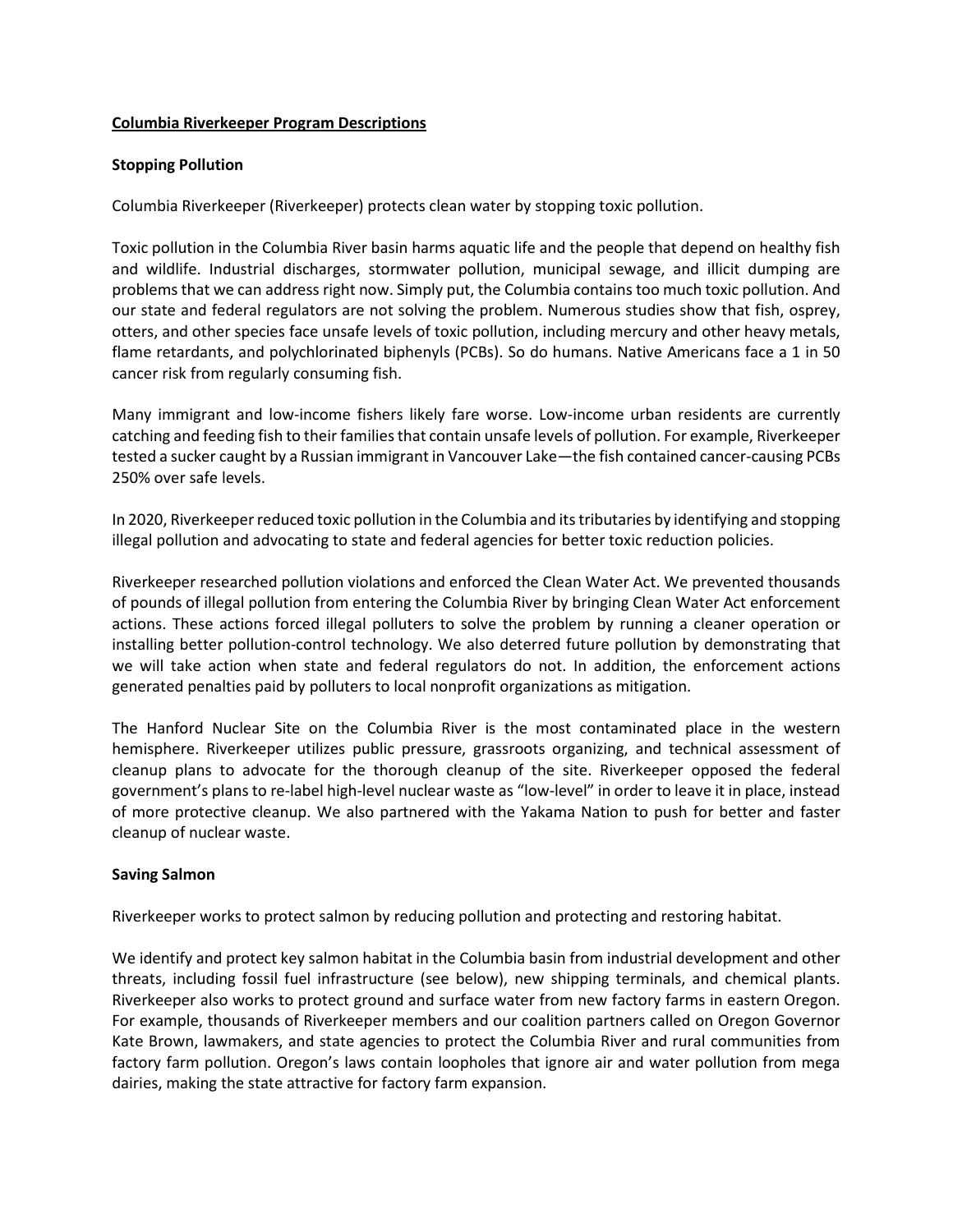**Columbia Riverkeeper Program Descriptions**

**Stopping Pollution**

Columbia Riverkeeper (Riverkeeper) protects clean water by stopping toxic pollution.

Toxic pollution in the Columbia River basin harms aquatic life and the people that depend on healthy fish and wildlife. Industrial discharges, stormwater pollution, municipal sewage, and illicit dumping are problems that we can address right now. Simply put, the Columbia contains too much toxic pollution. And our state and federal regulators are not solving the problem. Numerous studies show that fish, osprey, otters, and other species face unsafe levels of toxic pollution, including mercury and other heavy metals, flame retardants, and polychlorinated biphenyls (PCBs). So do humans. Native Americans face a 1 in 50 cancer risk from regularly consuming fish.

Many immigrant and low-income fishers likely fare worse. Low-income urban residents are currently catching and feeding fish to their families that contain unsafe levels of pollution. For example, Riverkeeper tested a sucker caught by a Russian immigrant in Vancouver Lake—the fish contained cancer-causing PCBs 250% over safe levels.

In 2020, Riverkeeper reduced toxic pollution in the Columbia and its tributaries by identifying and stopping illegal pollution and advocating to state and federal agencies for better toxic reduction policies.

Riverkeeper researched pollution violations and enforced the Clean Water Act. We prevented thousands of pounds of illegal pollution from entering the Columbia River by bringing Clean Water Act enforcement actions. These actions forced illegal polluters to solve the problem by running a cleaner operation or installing better pollution-control technology. We also deterred future pollution by demonstrating that we will take action when state and federal regulators do not. In addition, the enforcement actions generated penalties paid by polluters to local nonprofit organizations as mitigation.

The Hanford Nuclear Site on the Columbia River is the most contaminated place in the western hemisphere. Riverkeeper utilizes public pressure, grassroots organizing, and technical assessment of cleanup plans to advocate for the thorough cleanup of the site. Riverkeeper opposed the federal government's plans to re-label high-level nuclear waste as "low-level" in order to leave it in place, instead of more protective cleanup. We also partnered with the Yakama Nation to push for better and faster cleanup of nuclear waste.

**Saving Salmon**

Riverkeeper works to protect salmon by reducing pollution and protecting and restoring habitat.

We identify and protect key salmon habitat in the Columbia basin from industrial development and other threats, including fossil fuel infrastructure (see below), new shipping terminals, and chemical plants. Riverkeeper also works to protect ground and surface water from new factory farms in eastern Oregon. For example, thousands of Riverkeeper members and our coalition partners called on Oregon Governor Kate Brown, lawmakers, and state agencies to protect the Columbia River and rural communities from factory farm pollution. Oregon's laws contain loopholes that ignore air and water pollution from mega dairies, making the state attractive for factory farm expansion.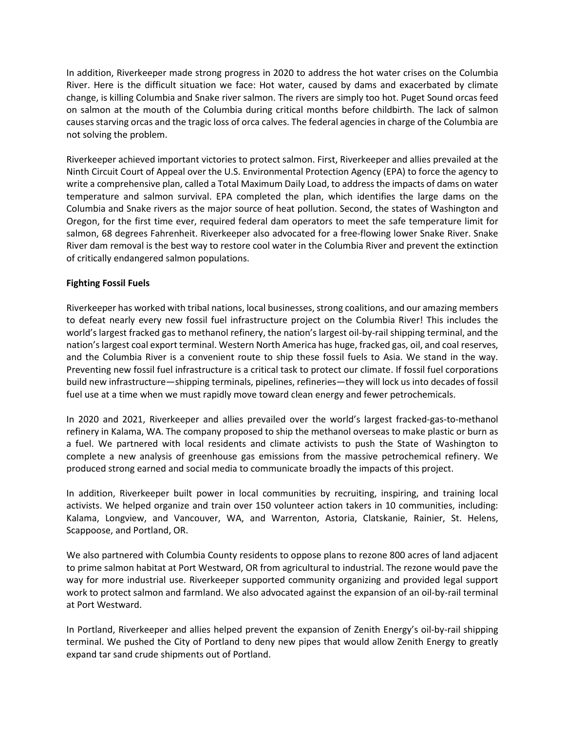In addition, Riverkeeper made strong progress in 2020 to address the hot water crises on the Columbia River. Here is the difficult situation we face: Hot water, caused by dams and exacerbated by climate change, is killing Columbia and Snake river salmon. The rivers are simply too hot. Puget Sound orcas feed on salmon at the mouth of the Columbia during critical months before childbirth. The lack of salmon causes starving orcas and the tragic loss of orca calves. The federal agencies in charge of the Columbia are not solving the problem.

Riverkeeper achieved important victories to protect salmon. First, Riverkeeper and allies prevailed at the Ninth Circuit Court of Appeal over the U.S. Environmental Protection Agency (EPA) to force the agency to write a comprehensive plan, called a Total Maximum Daily Load, to address the impacts of dams on water temperature and salmon survival. EPA completed the plan, which identifies the large dams on the Columbia and Snake rivers as the major source of heat pollution. Second, the states of Washington and Oregon, for the first time ever, required federal dam operators to meet the safe temperature limit for salmon, 68 degrees Fahrenheit. Riverkeeper also advocated for a free-flowing lower Snake River. Snake River dam removal is the best way to restore cool water in the Columbia River and prevent the extinction of critically endangered salmon populations.

**Fighting Fossil Fuels**

Riverkeeper has worked with tribal nations, local businesses, strong coalitions, and our amazing members to defeat nearly every new fossil fuel infrastructure project on the Columbia River! This includes the world's largest fracked gas to methanol refinery, the nation's largest oil-by-rail shipping terminal, and the nation's largest coal export terminal. Western North America has huge, fracked gas, oil, and coal reserves, and the Columbia River is a convenient route to ship these fossil fuels to Asia. We stand in the way. Preventing new fossil fuel infrastructure is a critical task to protect our climate. If fossil fuel corporations build new infrastructure—shipping terminals, pipelines, refineries—they will lock us into decades of fossil fuel use at a time when we must rapidly move toward clean energy and fewer petrochemicals.

In 2020 and 2021, Riverkeeper and allies prevailed over the world's largest fracked-gas-to-methanol refinery in Kalama, WA. The company proposed to ship the methanol overseas to make plastic or burn as a fuel. We partnered with local residents and climate activists to push the State of Washington to complete a new analysis of greenhouse gas emissions from the massive petrochemical refinery. We produced strong earned and social media to communicate broadly the impacts of this project.

In addition, Riverkeeper built power in local communities by recruiting, inspiring, and training local activists. We helped organize and train over 150 volunteer action takers in 10 communities, including: Kalama, Longview, and Vancouver, WA, and Warrenton, Astoria, Clatskanie, Rainier, St. Helens, Scappoose, and Portland, OR.

We also partnered with Columbia County residents to oppose plans to rezone 800 acres of land adjacent to prime salmon habitat at Port Westward, OR from agricultural to industrial. The rezone would pave the way for more industrial use. Riverkeeper supported community organizing and provided legal support work to protect salmon and farmland. We also advocated against the expansion of an oil-by-rail terminal at Port Westward.

In Portland, Riverkeeper and allies helped prevent the expansion of Zenith Energy's oil-by-rail shipping terminal. We pushed the City of Portland to deny new pipes that would allow Zenith Energy to greatly expand tar sand crude shipments out of Portland.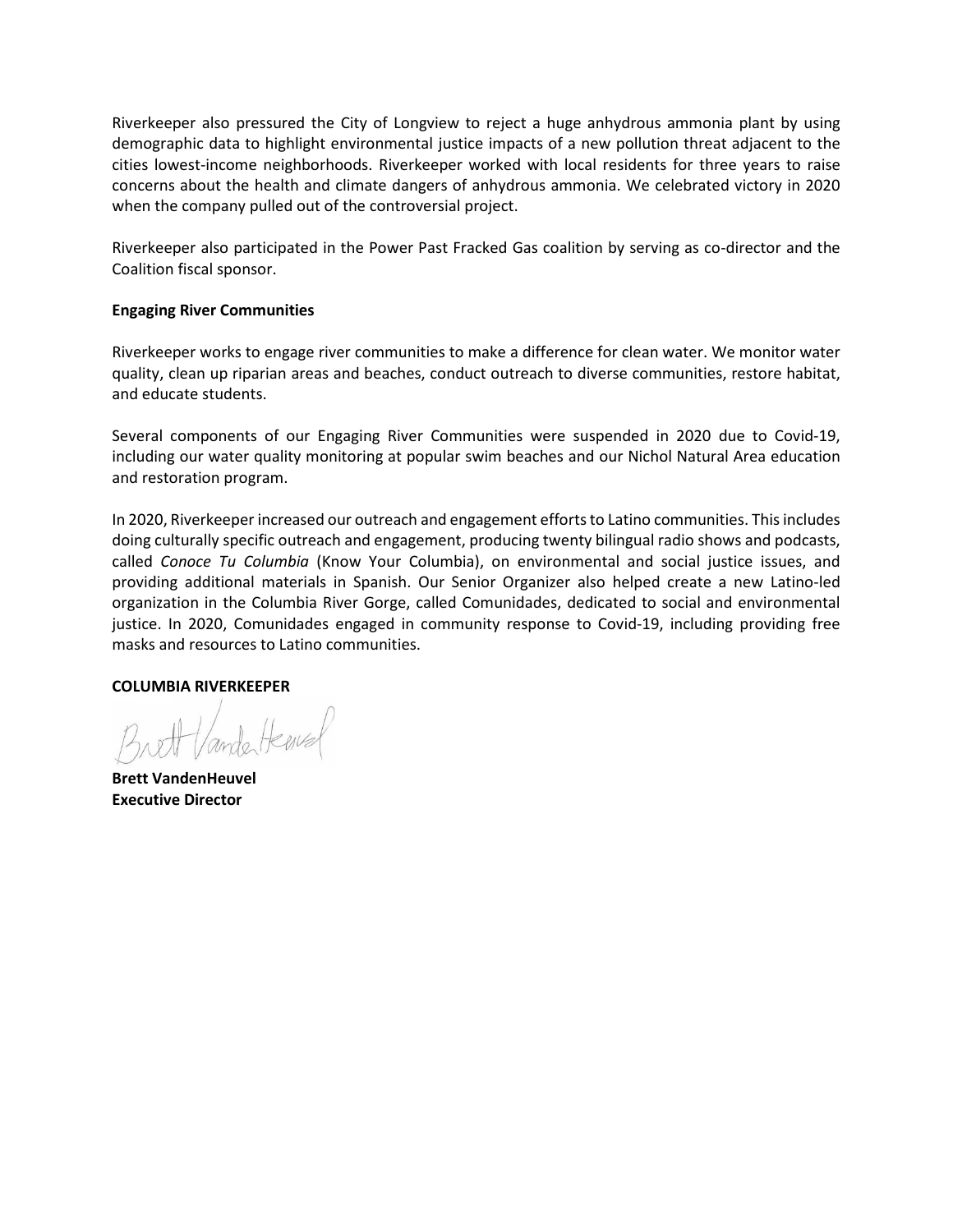Riverkeeper also pressured the City of Longview to reject a huge anhydrous ammonia plant by using demographic data to highlight environmental justice impacts of a new pollution threat adjacent to the cities lowest-income neighborhoods. Riverkeeper worked with local residents for three years to raise concerns about the health and climate dangers of anhydrous ammonia. We celebrated victory in 2020 when the company pulled out of the controversial project.

Riverkeeper also participated in the Power Past Fracked Gas coalition by serving as co-director and the Coalition fiscal sponsor.

**Engaging River Communities**

Riverkeeper works to engage river communities to make a difference for clean water. We monitor water quality, clean up riparian areas and beaches, conduct outreach to diverse communities, restore habitat, and educate students.

Several components of our Engaging River Communities were suspended in 2020 due to Covid-19, including our water quality monitoring at popular swim beaches and our Nichol Natural Area education and restoration program.

In 2020, Riverkeeper increased our outreach and engagement efforts to Latino communities. This includes doing culturally specific outreach and engagement, producing twenty bilingual radio shows and podcasts, called *Conoce Tu Columbia* (Know Your Columbia), on environmental and social justice issues, and providing additional materials in Spanish. Our Senior Organizer also helped create a new Latino-led organization in the Columbia River Gorge, called Comunidades, dedicated to social and environmental justice. In 2020, Comunidades engaged in community response to Covid-19, including providing free masks and resources to Latino communities.

**COLUMBIA RIVERKEEPER**

Brett VandenHeuvel

**Brett VandenHeuvel**
**Executive Director**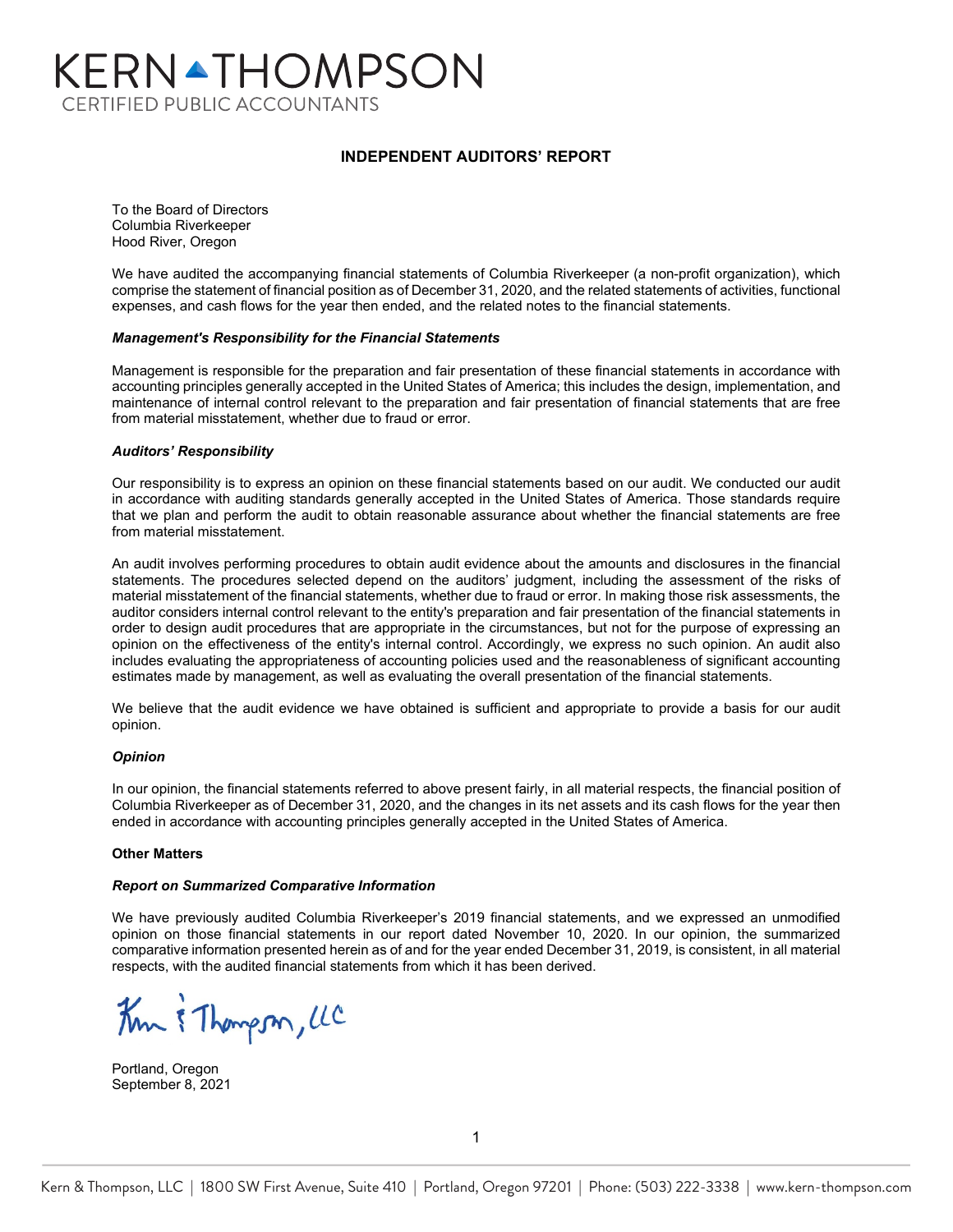KERN THOMPSON
CERTIFIED PUBLIC ACCOUNTANTS

# INDEPENDENT AUDITORS' REPORT

To the Board of Directors
Columbia Riverkeeper
Hood River, Oregon

We have audited the accompanying financial statements of Columbia Riverkeeper (a non-profit organization), which comprise the statement of financial position as of December 31, 2020, and the related statements of activities, functional expenses, and cash flows for the year then ended, and the related notes to the financial statements.

### *Management's Responsibility for the Financial Statements*

Management is responsible for the preparation and fair presentation of these financial statements in accordance with accounting principles generally accepted in the United States of America; this includes the design, implementation, and maintenance of internal control relevant to the preparation and fair presentation of financial statements that are free from material misstatement, whether due to fraud or error.

### *Auditors' Responsibility*

Our responsibility is to express an opinion on these financial statements based on our audit. We conducted our audit in accordance with auditing standards generally accepted in the United States of America. Those standards require that we plan and perform the audit to obtain reasonable assurance about whether the financial statements are free from material misstatement.

An audit involves performing procedures to obtain audit evidence about the amounts and disclosures in the financial statements. The procedures selected depend on the auditors' judgment, including the assessment of the risks of material misstatement of the financial statements, whether due to fraud or error. In making those risk assessments, the auditor considers internal control relevant to the entity's preparation and fair presentation of the financial statements in order to design audit procedures that are appropriate in the circumstances, but not for the purpose of expressing an opinion on the effectiveness of the entity's internal control. Accordingly, we express no such opinion. An audit also includes evaluating the appropriateness of accounting policies used and the reasonableness of significant accounting estimates made by management, as well as evaluating the overall presentation of the financial statements.

We believe that the audit evidence we have obtained is sufficient and appropriate to provide a basis for our audit opinion.

### *Opinion*

In our opinion, the financial statements referred to above present fairly, in all material respects, the financial position of Columbia Riverkeeper as of December 31, 2020, and the changes in its net assets and its cash flows for the year then ended in accordance with accounting principles generally accepted in the United States of America.

### Other Matters

### *Report on Summarized Comparative Information*

We have previously audited Columbia Riverkeeper's 2019 financial statements, and we expressed an unmodified opinion on those financial statements in our report dated November 10, 2020. In our opinion, the summarized comparative information presented herein as of and for the year ended December 31, 2019, is consistent, in all material respects, with the audited financial statements from which it has been derived.

Kern & Thompson, LLC

Portland, Oregon
September 8, 2021

Kern & Thompson, LLC | 1800 SW First Avenue, Suite 410 | Portland, Oregon 97201 | Phone: (503) 222-3338 | www.kern-thompson.com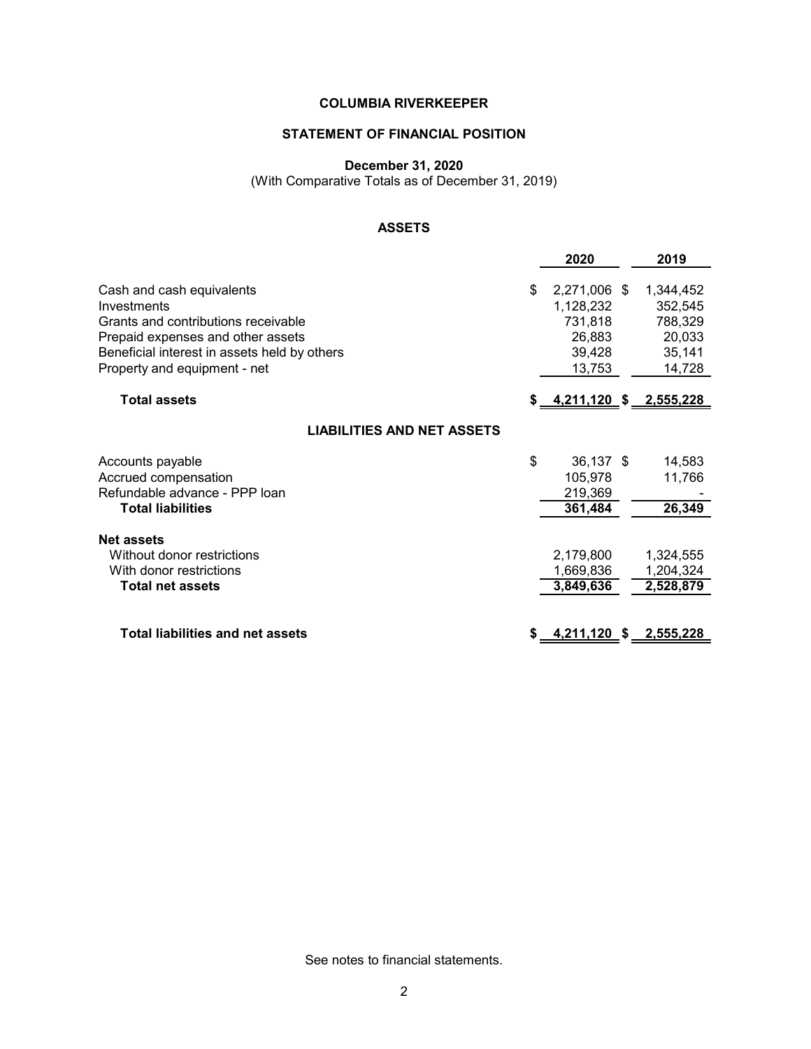**COLUMBIA RIVERKEEPER**

**STATEMENT OF FINANCIAL POSITION**

**December 31, 2020**
(With Comparative Totals as of December 31, 2019)

**ASSETS**

| | 2020 | 2019 |
|---|---|---|
| Cash and cash equivalents | $ 2,271,006 | $ 1,344,452 |
| Investments | 1,128,232 | 352,545 |
| Grants and contributions receivable | 731,818 | 788,329 |
| Prepaid expenses and other assets | 26,883 | 20,033 |
| Beneficial interest in assets held by others | 39,428 | 35,141 |
| Property and equipment - net | 13,753 | 14,728 |
| **Total assets** | **$ 4,211,120** | **$ 2,555,228** |

**LIABILITIES AND NET ASSETS**

| | 2020 | 2019 |
|---|---|---|
| Accounts payable | $ 36,137 | $ 14,583 |
| Accrued compensation | 105,978 | 11,766 |
| Refundable advance - PPP loan | 219,369 | - |
| **Total liabilities** | **361,484** | **26,349** |
| **Net assets** | | |
| Without donor restrictions | 2,179,800 | 1,324,555 |
| With donor restrictions | 1,669,836 | 1,204,324 |
| **Total net assets** | **3,849,636** | **2,528,879** |
| **Total liabilities and net assets** | **$ 4,211,120** | **$ 2,555,228** |

See notes to financial statements.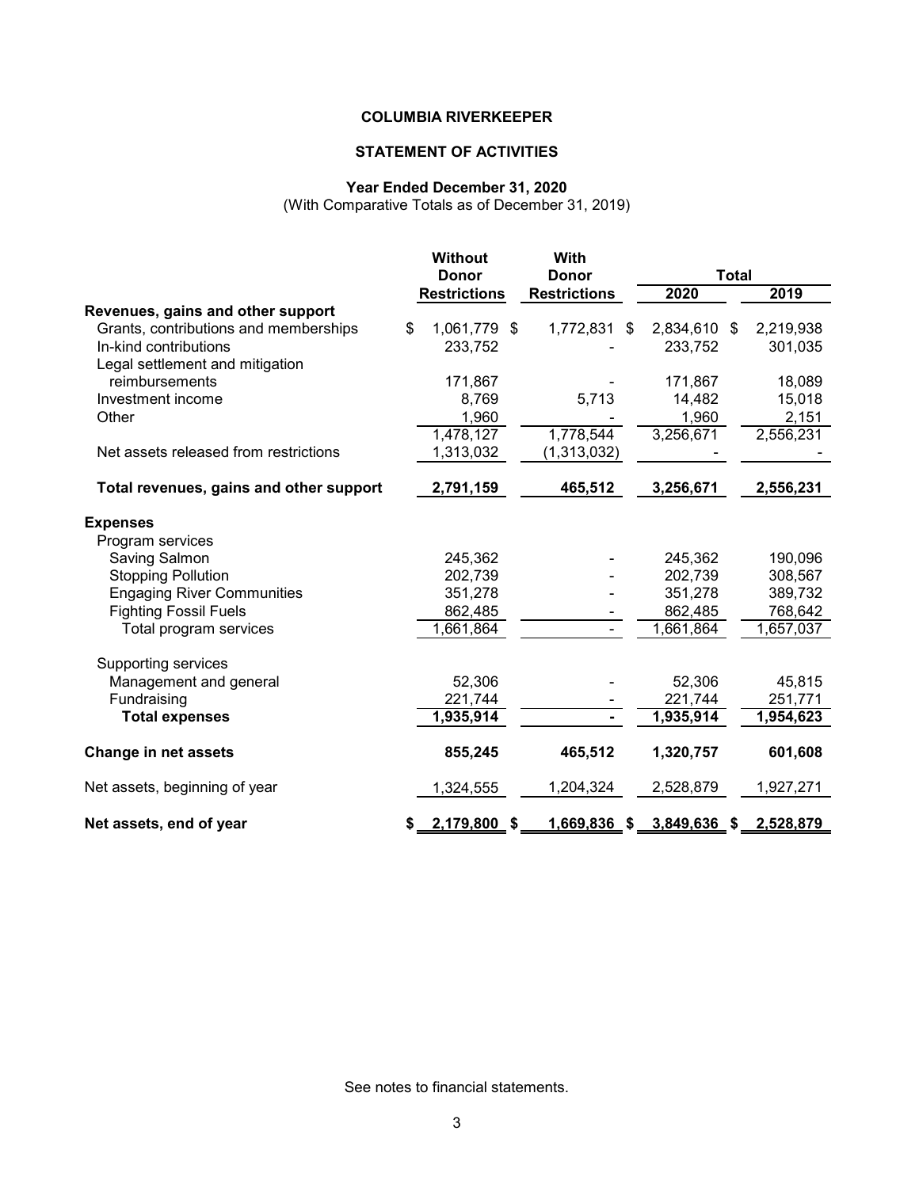# COLUMBIA RIVERKEEPER

## STATEMENT OF ACTIVITIES

### Year Ended December 31, 2020

(With Comparative Totals as of December 31, 2019)

| | Without Donor Restrictions | With Donor Restrictions | Total 2020 | Total 2019 |
|---|---|---|---|---|
| **Revenues, gains and other support** | | | | |
| Grants, contributions and memberships | $ 1,061,779 | $ 1,772,831 | $ 2,834,610 | $ 2,219,938 |
| In-kind contributions | 233,752 | - | 233,752 | 301,035 |
| Legal settlement and mitigation reimbursements | 171,867 | - | 171,867 | 18,089 |
| Investment income | 8,769 | 5,713 | 14,482 | 15,018 |
| Other | 1,960 | - | 1,960 | 2,151 |
| | 1,478,127 | 1,778,544 | 3,256,671 | 2,556,231 |
| Net assets released from restrictions | 1,313,032 | (1,313,032) | - | - |
| **Total revenues, gains and other support** | **2,791,159** | **465,512** | **3,256,671** | **2,556,231** |
| **Expenses** | | | | |
| Program services | | | | |
| Saving Salmon | 245,362 | - | 245,362 | 190,096 |
| Stopping Pollution | 202,739 | - | 202,739 | 308,567 |
| Engaging River Communities | 351,278 | - | 351,278 | 389,732 |
| Fighting Fossil Fuels | 862,485 | - | 862,485 | 768,642 |
| Total program services | 1,661,864 | - | 1,661,864 | 1,657,037 |
| Supporting services | | | | |
| Management and general | 52,306 | - | 52,306 | 45,815 |
| Fundraising | 221,744 | - | 221,744 | 251,771 |
| **Total expenses** | **1,935,914** | **-** | **1,935,914** | **1,954,623** |
| **Change in net assets** | **855,245** | **465,512** | **1,320,757** | **601,608** |
| Net assets, beginning of year | 1,324,555 | 1,204,324 | 2,528,879 | 1,927,271 |
| **Net assets, end of year** | **$ 2,179,800** | **$ 1,669,836** | **$ 3,849,636** | **$ 2,528,879** |

See notes to financial statements.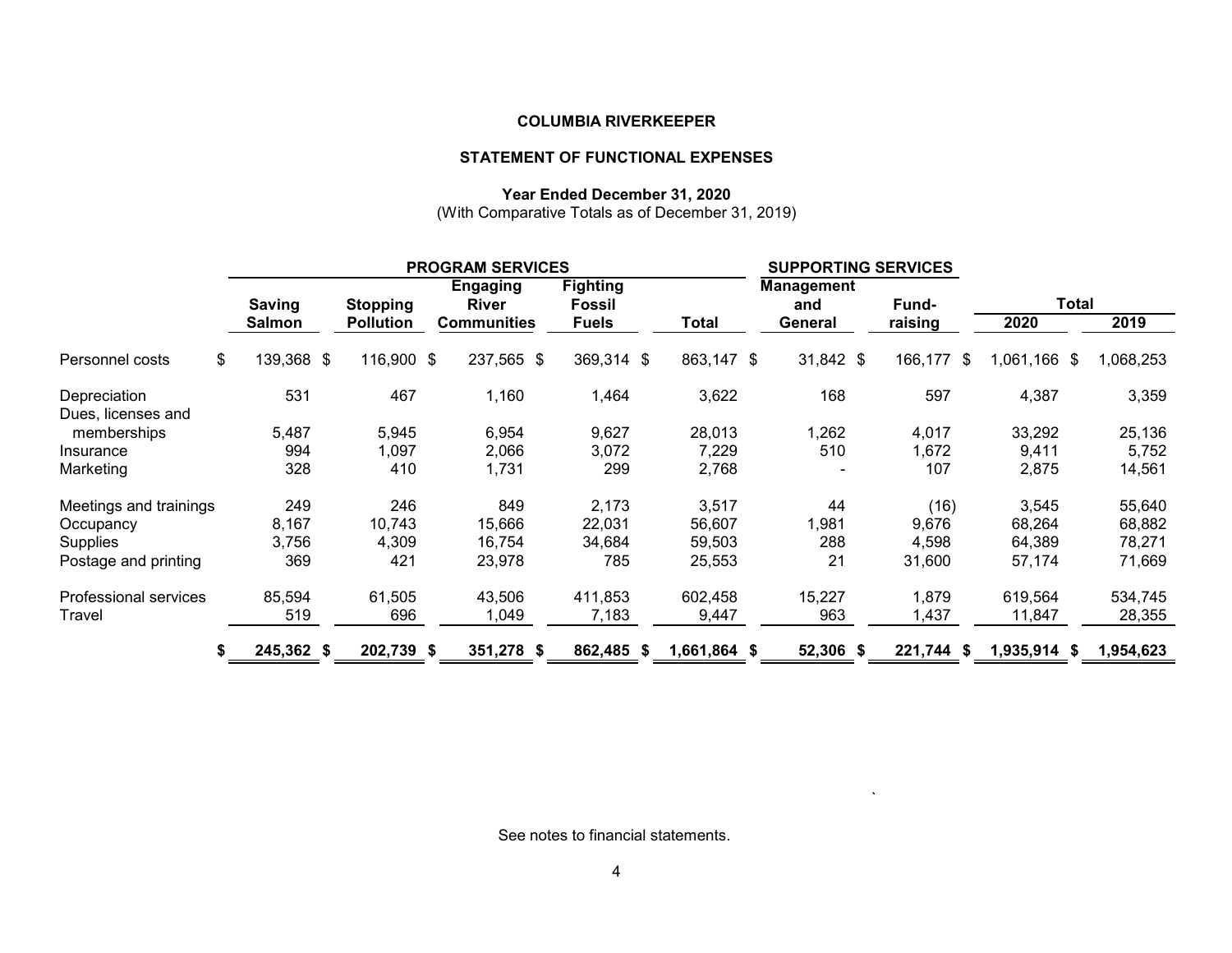**COLUMBIA RIVERKEEPER**

**STATEMENT OF FUNCTIONAL EXPENSES**

**Year Ended December 31, 2020**
(With Comparative Totals as of December 31, 2019)

| | PROGRAM SERVICES | | | | | SUPPORTING SERVICES | | Total | |
|---|---|---|---|---|---|---|---|---|---|
| | Saving Salmon | Stopping Pollution | Engaging River Communities | Fighting Fossil Fuels | Total | Management and General | Fund-raising | 2020 | 2019 |
| Personnel costs | $ 139,368 | $ 116,900 | $ 237,565 | $ 369,314 | $ 863,147 | $ 31,842 | $ 166,177 | $ 1,061,166 | $ 1,068,253 |
| Depreciation | 531 | 467 | 1,160 | 1,464 | 3,622 | 168 | 597 | 4,387 | 3,359 |
| Dues, licenses and memberships | 5,487 | 5,945 | 6,954 | 9,627 | 28,013 | 1,262 | 4,017 | 33,292 | 25,136 |
| Insurance | 994 | 1,097 | 2,066 | 3,072 | 7,229 | 510 | 1,672 | 9,411 | 5,752 |
| Marketing | 328 | 410 | 1,731 | 299 | 2,768 | - | 107 | 2,875 | 14,561 |
| Meetings and trainings | 249 | 246 | 849 | 2,173 | 3,517 | 44 | (16) | 3,545 | 55,640 |
| Occupancy | 8,167 | 10,743 | 15,666 | 22,031 | 56,607 | 1,981 | 9,676 | 68,264 | 68,882 |
| Supplies | 3,756 | 4,309 | 16,754 | 34,684 | 59,503 | 288 | 4,598 | 64,389 | 78,271 |
| Postage and printing | 369 | 421 | 23,978 | 785 | 25,553 | 21 | 31,600 | 57,174 | 71,669 |
| Professional services | 85,594 | 61,505 | 43,506 | 411,853 | 602,458 | 15,227 | 1,879 | 619,564 | 534,745 |
| Travel | 519 | 696 | 1,049 | 7,183 | 9,447 | 963 | 1,437 | 11,847 | 28,355 |
| | **$ 245,362** | **$ 202,739** | **$ 351,278** | **$ 862,485** | **$ 1,661,864** | **$ 52,306** | **$ 221,744** | **$ 1,935,914** | **$ 1,954,623** |

See notes to financial statements.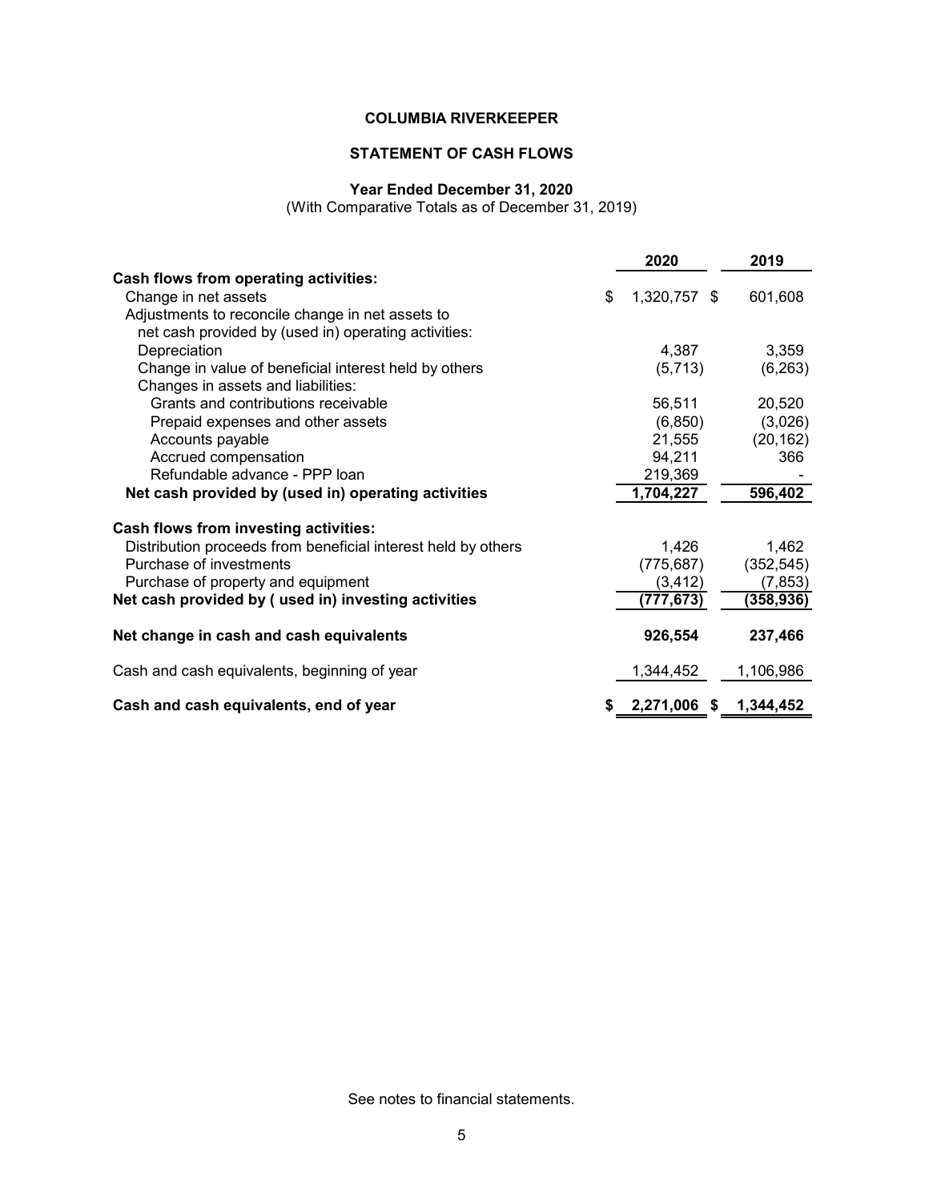**COLUMBIA RIVERKEEPER**

**STATEMENT OF CASH FLOWS**

**Year Ended December 31, 2020**
(With Comparative Totals as of December 31, 2019)

| | 2020 | 2019 |
|---|---|---|
| **Cash flows from operating activities:** | | |
| Change in net assets | $ 1,320,757 | $ 601,608 |
| Adjustments to reconcile change in net assets to net cash provided by (used in) operating activities: | | |
| Depreciation | 4,387 | 3,359 |
| Change in value of beneficial interest held by others | (5,713) | (6,263) |
| Changes in assets and liabilities: | | |
| Grants and contributions receivable | 56,511 | 20,520 |
| Prepaid expenses and other assets | (6,850) | (3,026) |
| Accounts payable | 21,555 | (20,162) |
| Accrued compensation | 94,211 | 366 |
| Refundable advance - PPP loan | 219,369 | - |
| **Net cash provided by (used in) operating activities** | **1,704,227** | **596,402** |
| **Cash flows from investing activities:** | | |
| Distribution proceeds from beneficial interest held by others | 1,426 | 1,462 |
| Purchase of investments | (775,687) | (352,545) |
| Purchase of property and equipment | (3,412) | (7,853) |
| **Net cash provided by ( used in) investing activities** | **(777,673)** | **(358,936)** |
| **Net change in cash and cash equivalents** | **926,554** | **237,466** |
| Cash and cash equivalents, beginning of year | 1,344,452 | 1,106,986 |
| **Cash and cash equivalents, end of year** | **$ 2,271,006** | **$ 1,344,452** |

See notes to financial statements.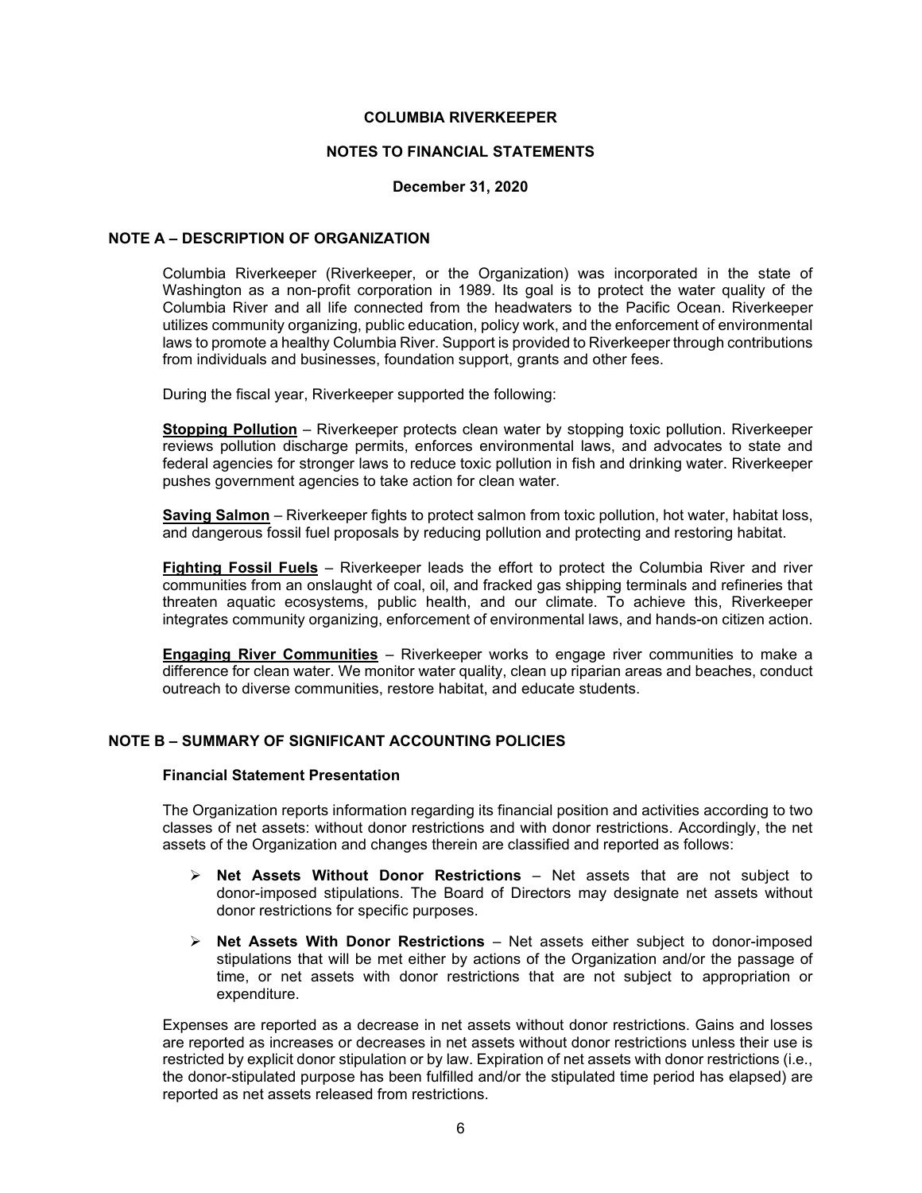# COLUMBIA RIVERKEEPER

## NOTES TO FINANCIAL STATEMENTS

### December 31, 2020

## NOTE A – DESCRIPTION OF ORGANIZATION

Columbia Riverkeeper (Riverkeeper, or the Organization) was incorporated in the state of Washington as a non-profit corporation in 1989. Its goal is to protect the water quality of the Columbia River and all life connected from the headwaters to the Pacific Ocean. Riverkeeper utilizes community organizing, public education, policy work, and the enforcement of environmental laws to promote a healthy Columbia River. Support is provided to Riverkeeper through contributions from individuals and businesses, foundation support, grants and other fees.

During the fiscal year, Riverkeeper supported the following:

**Stopping Pollution** – Riverkeeper protects clean water by stopping toxic pollution. Riverkeeper reviews pollution discharge permits, enforces environmental laws, and advocates to state and federal agencies for stronger laws to reduce toxic pollution in fish and drinking water. Riverkeeper pushes government agencies to take action for clean water.

**Saving Salmon** – Riverkeeper fights to protect salmon from toxic pollution, hot water, habitat loss, and dangerous fossil fuel proposals by reducing pollution and protecting and restoring habitat.

**Fighting Fossil Fuels** – Riverkeeper leads the effort to protect the Columbia River and river communities from an onslaught of coal, oil, and fracked gas shipping terminals and refineries that threaten aquatic ecosystems, public health, and our climate. To achieve this, Riverkeeper integrates community organizing, enforcement of environmental laws, and hands-on citizen action.

**Engaging River Communities** – Riverkeeper works to engage river communities to make a difference for clean water. We monitor water quality, clean up riparian areas and beaches, conduct outreach to diverse communities, restore habitat, and educate students.

## NOTE B – SUMMARY OF SIGNIFICANT ACCOUNTING POLICIES

### Financial Statement Presentation

The Organization reports information regarding its financial position and activities according to two classes of net assets: without donor restrictions and with donor restrictions. Accordingly, the net assets of the Organization and changes therein are classified and reported as follows:

- **Net Assets Without Donor Restrictions** – Net assets that are not subject to donor-imposed stipulations. The Board of Directors may designate net assets without donor restrictions for specific purposes.
- **Net Assets With Donor Restrictions** – Net assets either subject to donor-imposed stipulations that will be met either by actions of the Organization and/or the passage of time, or net assets with donor restrictions that are not subject to appropriation or expenditure.

Expenses are reported as a decrease in net assets without donor restrictions. Gains and losses are reported as increases or decreases in net assets without donor restrictions unless their use is restricted by explicit donor stipulation or by law. Expiration of net assets with donor restrictions (i.e., the donor-stipulated purpose has been fulfilled and/or the stipulated time period has elapsed) are reported as net assets released from restrictions.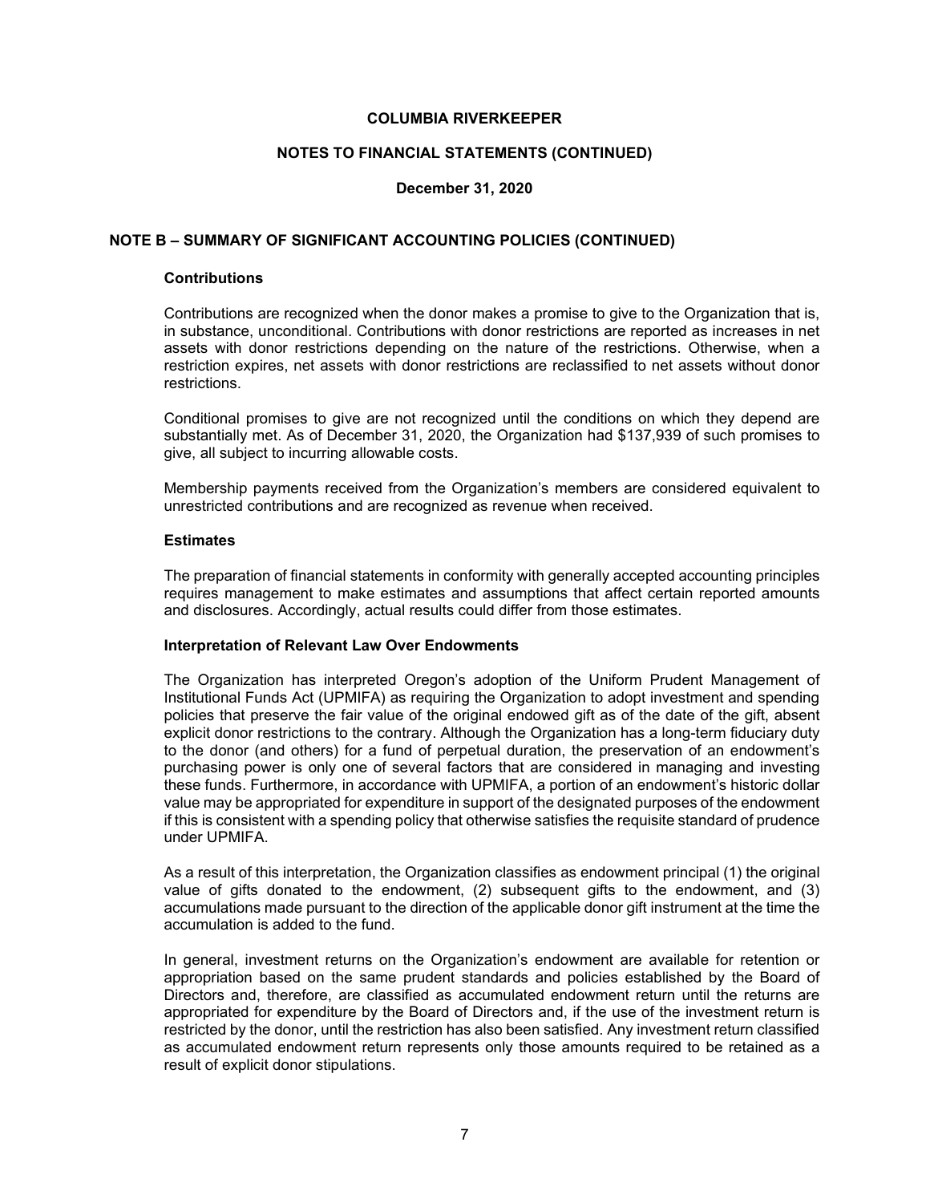# COLUMBIA RIVERKEEPER

## NOTES TO FINANCIAL STATEMENTS (CONTINUED)

### December 31, 2020

## NOTE B – SUMMARY OF SIGNIFICANT ACCOUNTING POLICIES (CONTINUED)

### Contributions

Contributions are recognized when the donor makes a promise to give to the Organization that is, in substance, unconditional. Contributions with donor restrictions are reported as increases in net assets with donor restrictions depending on the nature of the restrictions. Otherwise, when a restriction expires, net assets with donor restrictions are reclassified to net assets without donor restrictions.

Conditional promises to give are not recognized until the conditions on which they depend are substantially met. As of December 31, 2020, the Organization had $137,939 of such promises to give, all subject to incurring allowable costs.

Membership payments received from the Organization's members are considered equivalent to unrestricted contributions and are recognized as revenue when received.

### Estimates

The preparation of financial statements in conformity with generally accepted accounting principles requires management to make estimates and assumptions that affect certain reported amounts and disclosures. Accordingly, actual results could differ from those estimates.

### Interpretation of Relevant Law Over Endowments

The Organization has interpreted Oregon's adoption of the Uniform Prudent Management of Institutional Funds Act (UPMIFA) as requiring the Organization to adopt investment and spending policies that preserve the fair value of the original endowed gift as of the date of the gift, absent explicit donor restrictions to the contrary. Although the Organization has a long-term fiduciary duty to the donor (and others) for a fund of perpetual duration, the preservation of an endowment's purchasing power is only one of several factors that are considered in managing and investing these funds. Furthermore, in accordance with UPMIFA, a portion of an endowment's historic dollar value may be appropriated for expenditure in support of the designated purposes of the endowment if this is consistent with a spending policy that otherwise satisfies the requisite standard of prudence under UPMIFA.

As a result of this interpretation, the Organization classifies as endowment principal (1) the original value of gifts donated to the endowment, (2) subsequent gifts to the endowment, and (3) accumulations made pursuant to the direction of the applicable donor gift instrument at the time the accumulation is added to the fund.

In general, investment returns on the Organization's endowment are available for retention or appropriation based on the same prudent standards and policies established by the Board of Directors and, therefore, are classified as accumulated endowment return until the returns are appropriated for expenditure by the Board of Directors and, if the use of the investment return is restricted by the donor, until the restriction has also been satisfied. Any investment return classified as accumulated endowment return represents only those amounts required to be retained as a result of explicit donor stipulations.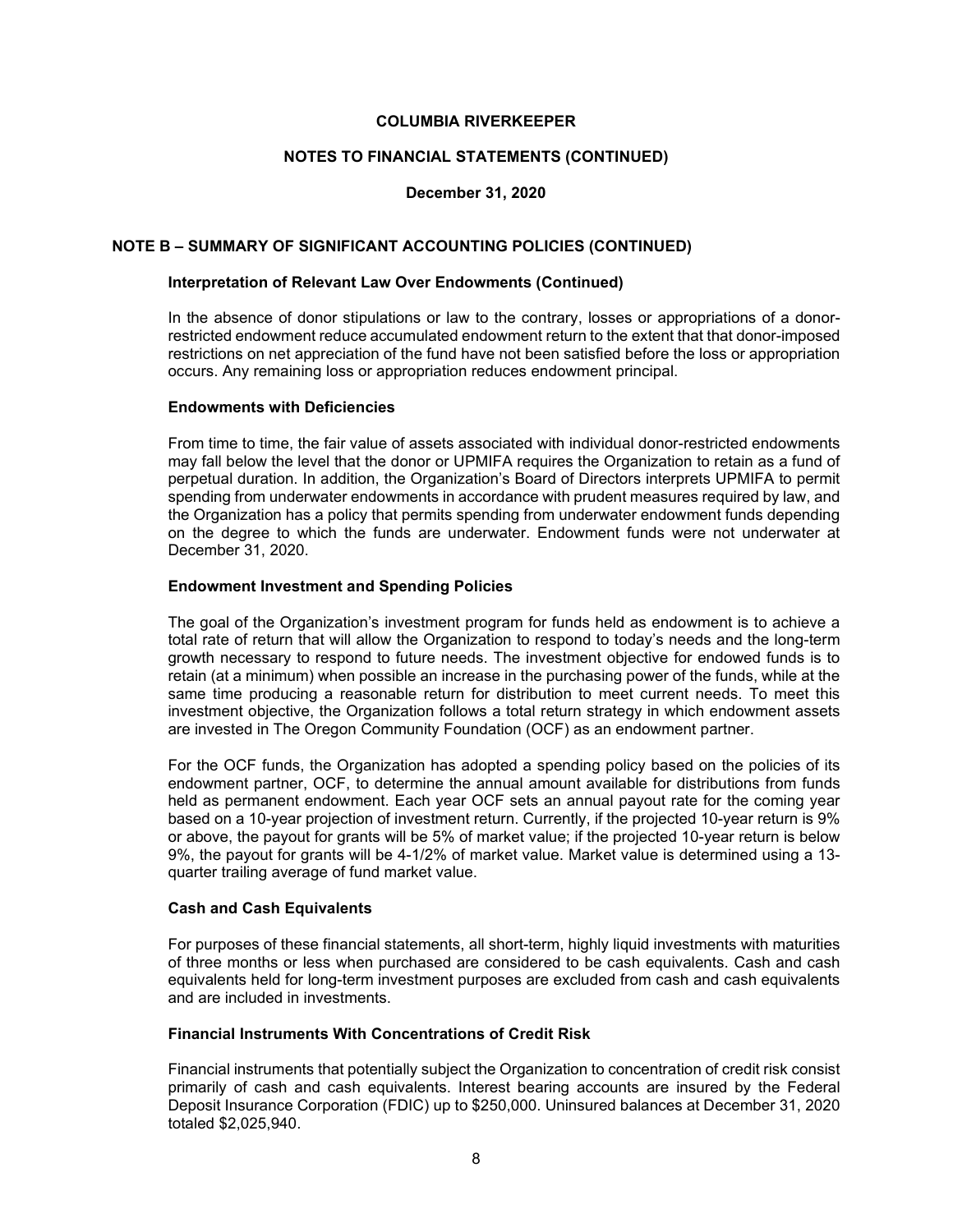## NOTE B – SUMMARY OF SIGNIFICANT ACCOUNTING POLICIES (CONTINUED)

### Interpretation of Relevant Law Over Endowments (Continued)

In the absence of donor stipulations or law to the contrary, losses or appropriations of a donor-restricted endowment reduce accumulated endowment return to the extent that that donor-imposed restrictions on net appreciation of the fund have not been satisfied before the loss or appropriation occurs. Any remaining loss or appropriation reduces endowment principal.

### Endowments with Deficiencies

From time to time, the fair value of assets associated with individual donor-restricted endowments may fall below the level that the donor or UPMIFA requires the Organization to retain as a fund of perpetual duration. In addition, the Organization's Board of Directors interprets UPMIFA to permit spending from underwater endowments in accordance with prudent measures required by law, and the Organization has a policy that permits spending from underwater endowment funds depending on the degree to which the funds are underwater. Endowment funds were not underwater at December 31, 2020.

### Endowment Investment and Spending Policies

The goal of the Organization's investment program for funds held as endowment is to achieve a total rate of return that will allow the Organization to respond to today's needs and the long-term growth necessary to respond to future needs. The investment objective for endowed funds is to retain (at a minimum) when possible an increase in the purchasing power of the funds, while at the same time producing a reasonable return for distribution to meet current needs. To meet this investment objective, the Organization follows a total return strategy in which endowment assets are invested in The Oregon Community Foundation (OCF) as an endowment partner.

For the OCF funds, the Organization has adopted a spending policy based on the policies of its endowment partner, OCF, to determine the annual amount available for distributions from funds held as permanent endowment. Each year OCF sets an annual payout rate for the coming year based on a 10-year projection of investment return. Currently, if the projected 10-year return is 9% or above, the payout for grants will be 5% of market value; if the projected 10-year return is below 9%, the payout for grants will be 4-1/2% of market value. Market value is determined using a 13-quarter trailing average of fund market value.

### Cash and Cash Equivalents

For purposes of these financial statements, all short-term, highly liquid investments with maturities of three months or less when purchased are considered to be cash equivalents. Cash and cash equivalents held for long-term investment purposes are excluded from cash and cash equivalents and are included in investments.

### Financial Instruments With Concentrations of Credit Risk

Financial instruments that potentially subject the Organization to concentration of credit risk consist primarily of cash and cash equivalents. Interest bearing accounts are insured by the Federal Deposit Insurance Corporation (FDIC) up to $250,000. Uninsured balances at December 31, 2020 totaled $2,025,940.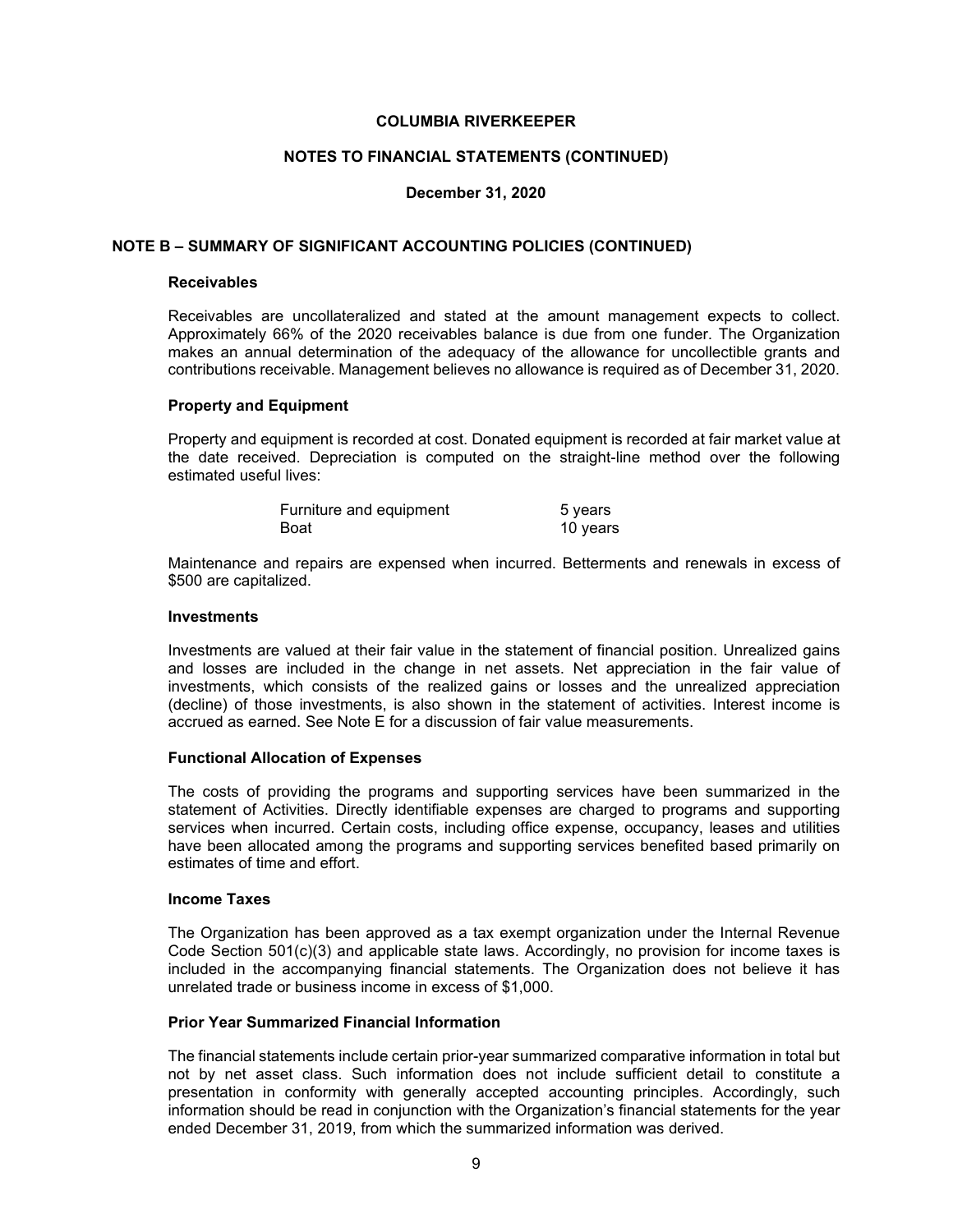**COLUMBIA RIVERKEEPER**

**NOTES TO FINANCIAL STATEMENTS (CONTINUED)**

**December 31, 2020**

## NOTE B – SUMMARY OF SIGNIFICANT ACCOUNTING POLICIES (CONTINUED)

### Receivables

Receivables are uncollateralized and stated at the amount management expects to collect. Approximately 66% of the 2020 receivables balance is due from one funder. The Organization makes an annual determination of the adequacy of the allowance for uncollectible grants and contributions receivable. Management believes no allowance is required as of December 31, 2020.

### Property and Equipment

Property and equipment is recorded at cost. Donated equipment is recorded at fair market value at the date received. Depreciation is computed on the straight-line method over the following estimated useful lives:

| | |
|---|---|
| Furniture and equipment | 5 years |
| Boat | 10 years |

Maintenance and repairs are expensed when incurred. Betterments and renewals in excess of $500 are capitalized.

### Investments

Investments are valued at their fair value in the statement of financial position. Unrealized gains and losses are included in the change in net assets. Net appreciation in the fair value of investments, which consists of the realized gains or losses and the unrealized appreciation (decline) of those investments, is also shown in the statement of activities. Interest income is accrued as earned. See Note E for a discussion of fair value measurements.

### Functional Allocation of Expenses

The costs of providing the programs and supporting services have been summarized in the statement of Activities. Directly identifiable expenses are charged to programs and supporting services when incurred. Certain costs, including office expense, occupancy, leases and utilities have been allocated among the programs and supporting services benefited based primarily on estimates of time and effort.

### Income Taxes

The Organization has been approved as a tax exempt organization under the Internal Revenue Code Section 501(c)(3) and applicable state laws. Accordingly, no provision for income taxes is included in the accompanying financial statements. The Organization does not believe it has unrelated trade or business income in excess of $1,000.

### Prior Year Summarized Financial Information

The financial statements include certain prior-year summarized comparative information in total but not by net asset class. Such information does not include sufficient detail to constitute a presentation in conformity with generally accepted accounting principles. Accordingly, such information should be read in conjunction with the Organization's financial statements for the year ended December 31, 2019, from which the summarized information was derived.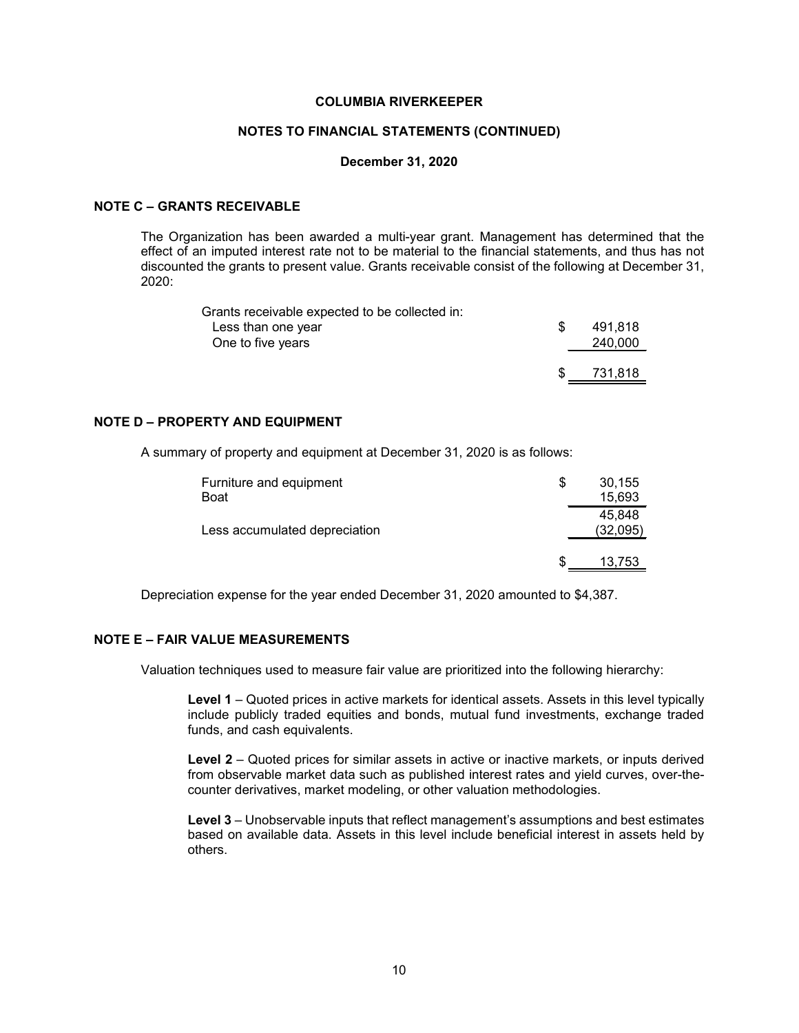**COLUMBIA RIVERKEEPER**

**NOTES TO FINANCIAL STATEMENTS (CONTINUED)**

**December 31, 2020**

## NOTE C – GRANTS RECEIVABLE

The Organization has been awarded a multi-year grant. Management has determined that the effect of an imputed interest rate not to be material to the financial statements, and thus has not discounted the grants to present value. Grants receivable consist of the following at December 31, 2020:

| | |
|---|---|
| Grants receivable expected to be collected in: | |
| Less than one year | $ 491,818 |
| One to five years | 240,000 |
| | $ 731,818 |

## NOTE D – PROPERTY AND EQUIPMENT

A summary of property and equipment at December 31, 2020 is as follows:

| | |
|---|---|
| Furniture and equipment | $ 30,155 |
| Boat | 15,693 |
| | 45,848 |
| Less accumulated depreciation | (32,095) |
| | $ 13,753 |

Depreciation expense for the year ended December 31, 2020 amounted to $4,387.

## NOTE E – FAIR VALUE MEASUREMENTS

Valuation techniques used to measure fair value are prioritized into the following hierarchy:

**Level 1** – Quoted prices in active markets for identical assets. Assets in this level typically include publicly traded equities and bonds, mutual fund investments, exchange traded funds, and cash equivalents.

**Level 2** – Quoted prices for similar assets in active or inactive markets, or inputs derived from observable market data such as published interest rates and yield curves, over-the-counter derivatives, market modeling, or other valuation methodologies.

**Level 3** – Unobservable inputs that reflect management's assumptions and best estimates based on available data. Assets in this level include beneficial interest in assets held by others.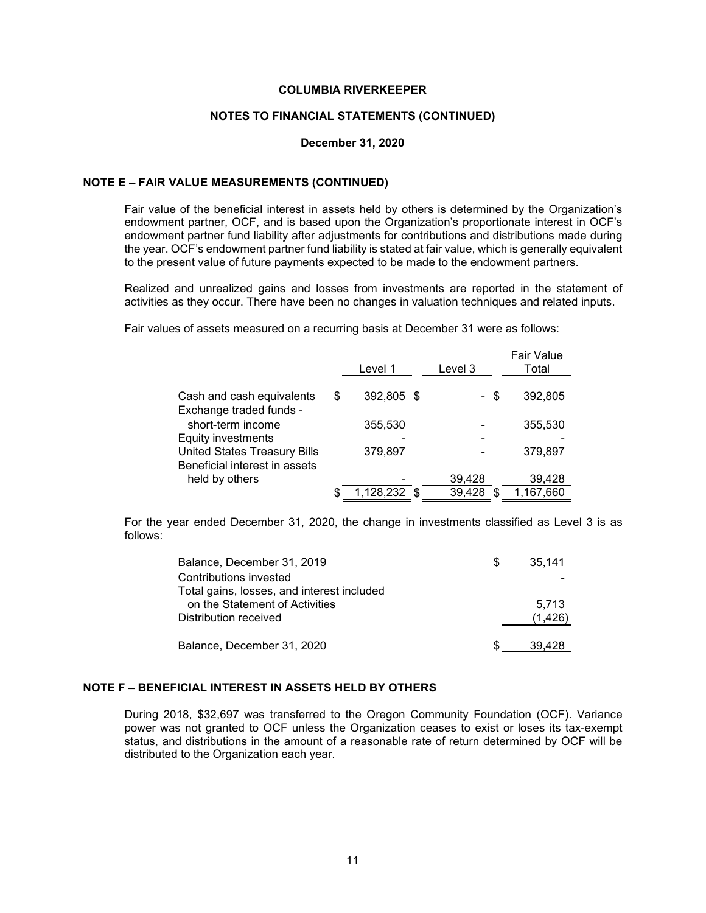**COLUMBIA RIVERKEEPER**

**NOTES TO FINANCIAL STATEMENTS (CONTINUED)**

**December 31, 2020**

## NOTE E – FAIR VALUE MEASUREMENTS (CONTINUED)

Fair value of the beneficial interest in assets held by others is determined by the Organization's endowment partner, OCF, and is based upon the Organization's proportionate interest in OCF's endowment partner fund liability after adjustments for contributions and distributions made during the year. OCF's endowment partner fund liability is stated at fair value, which is generally equivalent to the present value of future payments expected to be made to the endowment partners.

Realized and unrealized gains and losses from investments are reported in the statement of activities as they occur. There have been no changes in valuation techniques and related inputs.

Fair values of assets measured on a recurring basis at December 31 were as follows:

| | Level 1 | Level 3 | Fair Value Total |
|---|---|---|---|
| Cash and cash equivalents | $ 392,805 | $ - | $ 392,805 |
| Exchange traded funds - short-term income | 355,530 | - | 355,530 |
| Equity investments | - | - | - |
| United States Treasury Bills | 379,897 | - | 379,897 |
| Beneficial interest in assets held by others | - | 39,428 | 39,428 |
| | $ 1,128,232 | $ 39,428 | $ 1,167,660 |

For the year ended December 31, 2020, the change in investments classified as Level 3 is as follows:

| | |
|---|---|
| Balance, December 31, 2019 | $ 35,141 |
| Contributions invested | - |
| Total gains, losses, and interest included on the Statement of Activities | 5,713 |
| Distribution received | (1,426) |
| Balance, December 31, 2020 | $ 39,428 |

## NOTE F – BENEFICIAL INTEREST IN ASSETS HELD BY OTHERS

During 2018, $32,697 was transferred to the Oregon Community Foundation (OCF). Variance power was not granted to OCF unless the Organization ceases to exist or loses its tax-exempt status, and distributions in the amount of a reasonable rate of return determined by OCF will be distributed to the Organization each year.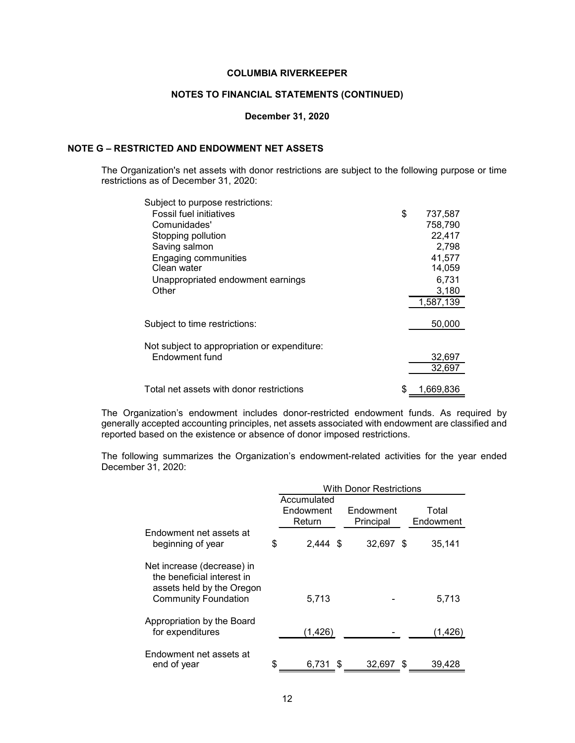**COLUMBIA RIVERKEEPER**

**NOTES TO FINANCIAL STATEMENTS (CONTINUED)**

**December 31, 2020**

## NOTE G – RESTRICTED AND ENDOWMENT NET ASSETS

The Organization's net assets with donor restrictions are subject to the following purpose or time restrictions as of December 31, 2020:

| | |
|---|---|
| Subject to purpose restrictions: | |
| Fossil fuel initiatives | $ 737,587 |
| Comunidades' | 758,790 |
| Stopping pollution | 22,417 |
| Saving salmon | 2,798 |
| Engaging communities | 41,577 |
| Clean water | 14,059 |
| Unappropriated endowment earnings | 6,731 |
| Other | 3,180 |
| | 1,587,139 |
| Subject to time restrictions: | 50,000 |
| Not subject to appropriation or expenditure: | |
| Endowment fund | 32,697 |
| | 32,697 |
| Total net assets with donor restrictions | $ 1,669,836 |

The Organization's endowment includes donor-restricted endowment funds. As required by generally accepted accounting principles, net assets associated with endowment are classified and reported based on the existence or absence of donor imposed restrictions.

The following summarizes the Organization's endowment-related activities for the year ended December 31, 2020:

| | With Donor Restrictions | | |
|---|---|---|---|
| | Accumulated Endowment Return | Endowment Principal | Total Endowment |
| Endowment net assets at beginning of year | $ 2,444 | $ 32,697 | $ 35,141 |
| Net increase (decrease) in the beneficial interest in assets held by the Oregon Community Foundation | 5,713 | - | 5,713 |
| Appropriation by the Board for expenditures | (1,426) | - | (1,426) |
| Endowment net assets at end of year | $ 6,731 | $ 32,697 | $ 39,428 |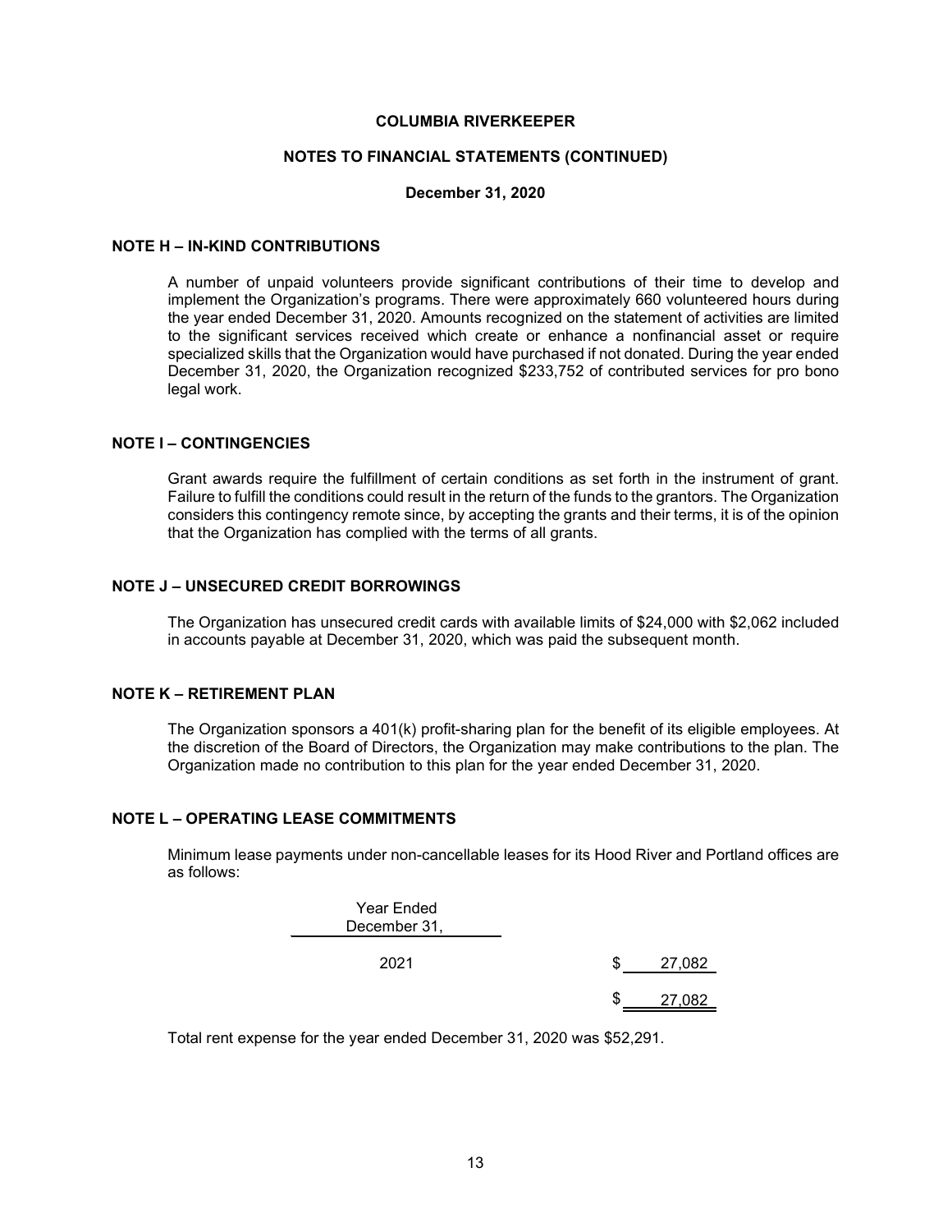**COLUMBIA RIVERKEEPER**

**NOTES TO FINANCIAL STATEMENTS (CONTINUED)**

**December 31, 2020**

## NOTE H – IN-KIND CONTRIBUTIONS

A number of unpaid volunteers provide significant contributions of their time to develop and implement the Organization's programs. There were approximately 660 volunteered hours during the year ended December 31, 2020. Amounts recognized on the statement of activities are limited to the significant services received which create or enhance a nonfinancial asset or require specialized skills that the Organization would have purchased if not donated. During the year ended December 31, 2020, the Organization recognized $233,752 of contributed services for pro bono legal work.

## NOTE I – CONTINGENCIES

Grant awards require the fulfillment of certain conditions as set forth in the instrument of grant. Failure to fulfill the conditions could result in the return of the funds to the grantors. The Organization considers this contingency remote since, by accepting the grants and their terms, it is of the opinion that the Organization has complied with the terms of all grants.

## NOTE J – UNSECURED CREDIT BORROWINGS

The Organization has unsecured credit cards with available limits of $24,000 with $2,062 included in accounts payable at December 31, 2020, which was paid the subsequent month.

## NOTE K – RETIREMENT PLAN

The Organization sponsors a 401(k) profit-sharing plan for the benefit of its eligible employees. At the discretion of the Board of Directors, the Organization may make contributions to the plan. The Organization made no contribution to this plan for the year ended December 31, 2020.

## NOTE L – OPERATING LEASE COMMITMENTS

Minimum lease payments under non-cancellable leases for its Hood River and Portland offices are as follows:

| Year Ended December 31, | |
|---|---|
| 2021 | $ 27,082 |
| | $ 27,082 |

Total rent expense for the year ended December 31, 2020 was $52,291.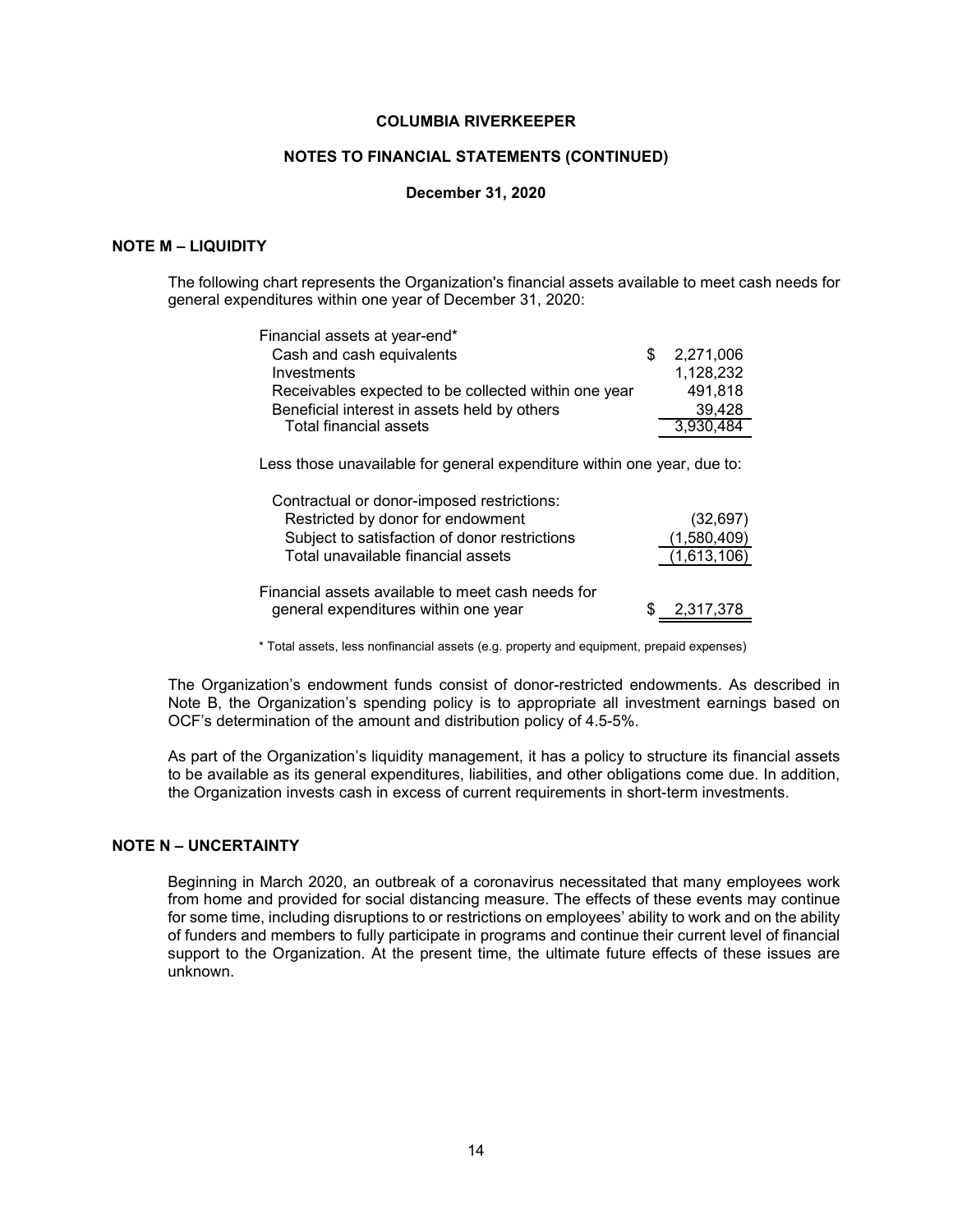# COLUMBIA RIVERKEEPER

## NOTES TO FINANCIAL STATEMENTS (CONTINUED)

**December 31, 2020**

### NOTE M – LIQUIDITY

The following chart represents the Organization's financial assets available to meet cash needs for general expenditures within one year of December 31, 2020:

| | |
|---|---|
| Financial assets at year-end* | |
| Cash and cash equivalents | $ 2,271,006 |
| Investments | 1,128,232 |
| Receivables expected to be collected within one year | 491,818 |
| Beneficial interest in assets held by others | 39,428 |
| Total financial assets | 3,930,484 |
| | |
| Less those unavailable for general expenditure within one year, due to: | |
| | |
| Contractual or donor-imposed restrictions: | |
| Restricted by donor for endowment | (32,697) |
| Subject to satisfaction of donor restrictions | (1,580,409) |
| Total unavailable financial assets | (1,613,106) |
| | |
| Financial assets available to meet cash needs for general expenditures within one year | $ 2,317,378 |

\* Total assets, less nonfinancial assets (e.g. property and equipment, prepaid expenses)

The Organization's endowment funds consist of donor-restricted endowments. As described in Note B, the Organization's spending policy is to appropriate all investment earnings based on OCF's determination of the amount and distribution policy of 4.5-5%.

As part of the Organization's liquidity management, it has a policy to structure its financial assets to be available as its general expenditures, liabilities, and other obligations come due. In addition, the Organization invests cash in excess of current requirements in short-term investments.

### NOTE N – UNCERTAINTY

Beginning in March 2020, an outbreak of a coronavirus necessitated that many employees work from home and provided for social distancing measure. The effects of these events may continue for some time, including disruptions to or restrictions on employees' ability to work and on the ability of funders and members to fully participate in programs and continue their current level of financial support to the Organization. At the present time, the ultimate future effects of these issues are unknown.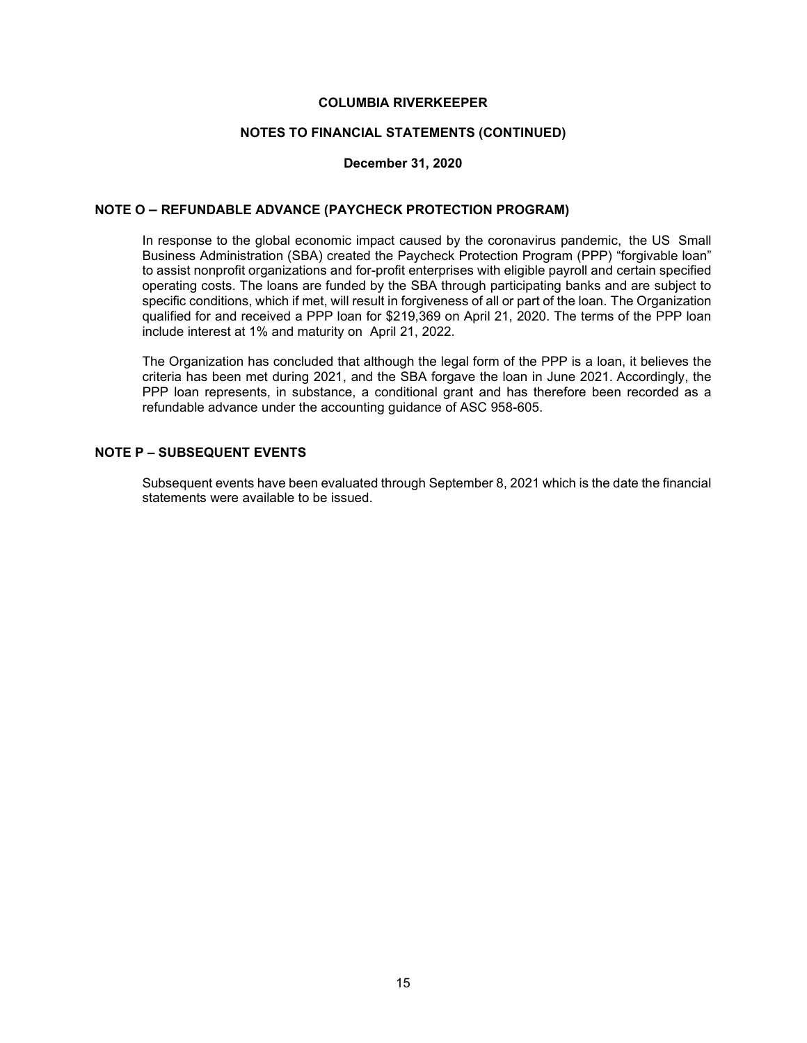# COLUMBIA RIVERKEEPER

## NOTES TO FINANCIAL STATEMENTS (CONTINUED)

### December 31, 2020

### NOTE O – REFUNDABLE ADVANCE (PAYCHECK PROTECTION PROGRAM)

In response to the global economic impact caused by the coronavirus pandemic, the US Small Business Administration (SBA) created the Paycheck Protection Program (PPP) "forgivable loan" to assist nonprofit organizations and for-profit enterprises with eligible payroll and certain specified operating costs. The loans are funded by the SBA through participating banks and are subject to specific conditions, which if met, will result in forgiveness of all or part of the loan. The Organization qualified for and received a PPP loan for $219,369 on April 21, 2020. The terms of the PPP loan include interest at 1% and maturity on April 21, 2022.

The Organization has concluded that although the legal form of the PPP is a loan, it believes the criteria has been met during 2021, and the SBA forgave the loan in June 2021. Accordingly, the PPP loan represents, in substance, a conditional grant and has therefore been recorded as a refundable advance under the accounting guidance of ASC 958-605.

### NOTE P – SUBSEQUENT EVENTS

Subsequent events have been evaluated through September 8, 2021 which is the date the financial statements were available to be issued.